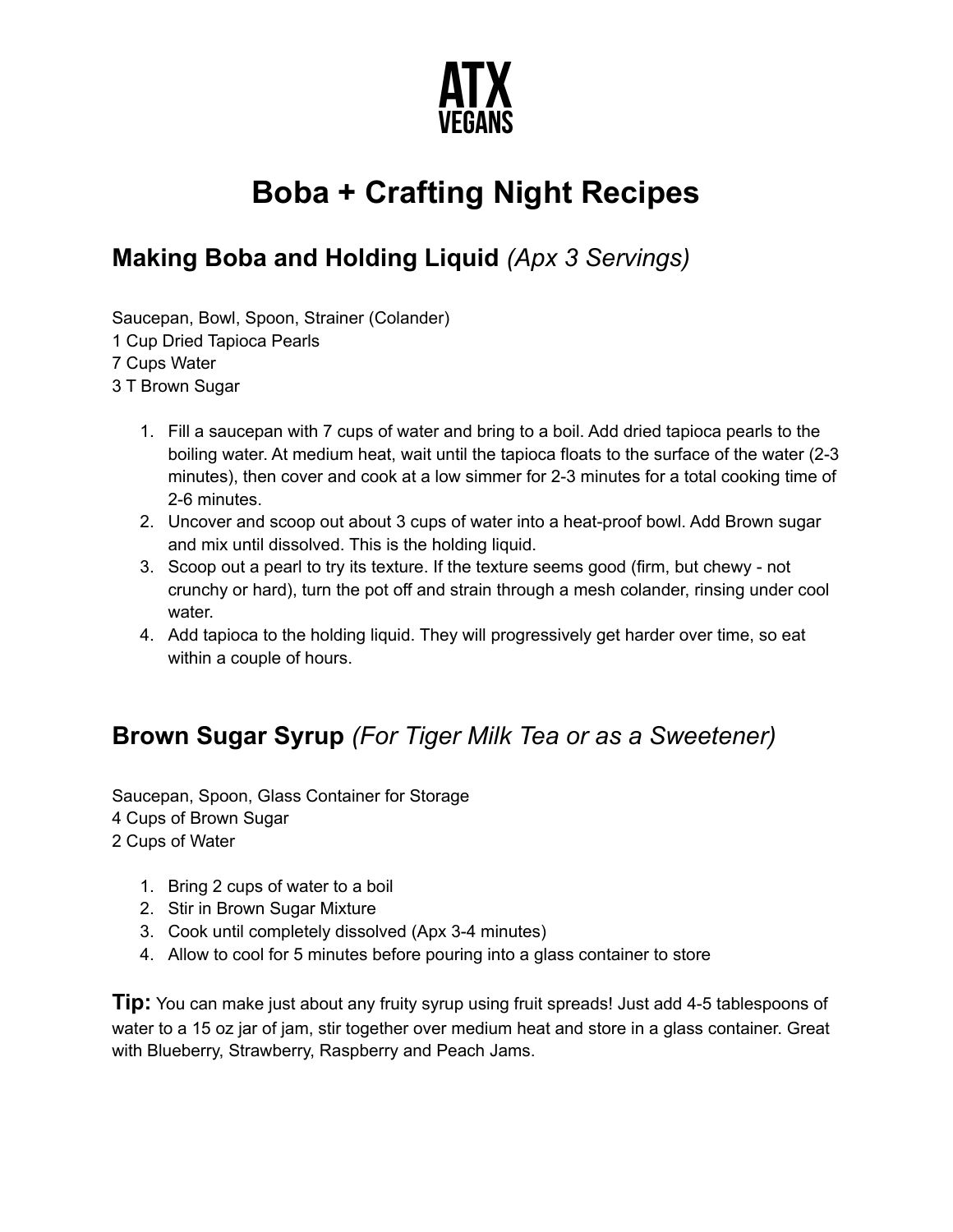**ATX VEGANS**

# Boba + Crafting Night Recipes

## Making Boba and Holding Liquid *(Apx 3 Servings)*

Saucepan, Bowl, Spoon, Strainer (Colander)
1 Cup Dried Tapioca Pearls
7 Cups Water
3 T Brown Sugar

1. Fill a saucepan with 7 cups of water and bring to a boil. Add dried tapioca pearls to the boiling water. At medium heat, wait until the tapioca floats to the surface of the water (2-3 minutes), then cover and cook at a low simmer for 2-3 minutes for a total cooking time of 2-6 minutes.
2. Uncover and scoop out about 3 cups of water into a heat-proof bowl. Add Brown sugar and mix until dissolved. This is the holding liquid.
3. Scoop out a pearl to try its texture. If the texture seems good (firm, but chewy - not crunchy or hard), turn the pot off and strain through a mesh colander, rinsing under cool water.
4. Add tapioca to the holding liquid. They will progressively get harder over time, so eat within a couple of hours.

## Brown Sugar Syrup *(For Tiger Milk Tea or as a Sweetener)*

Saucepan, Spoon, Glass Container for Storage
4 Cups of Brown Sugar
2 Cups of Water

1. Bring 2 cups of water to a boil
2. Stir in Brown Sugar Mixture
3. Cook until completely dissolved (Apx 3-4 minutes)
4. Allow to cool for 5 minutes before pouring into a glass container to store

**Tip:** You can make just about any fruity syrup using fruit spreads! Just add 4-5 tablespoons of water to a 15 oz jar of jam, stir together over medium heat and store in a glass container. Great with Blueberry, Strawberry, Raspberry and Peach Jams.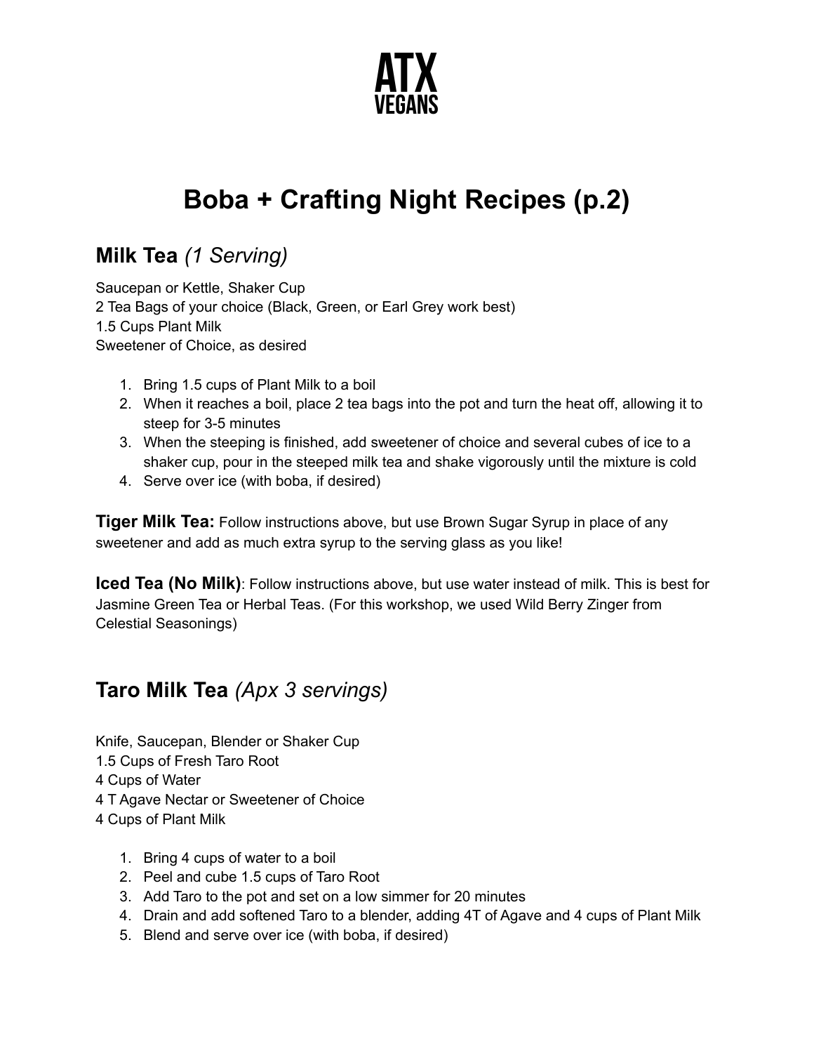ATX VEGANS

# Boba + Crafting Night Recipes (p.2)

## Milk Tea *(1 Serving)*

Saucepan or Kettle, Shaker Cup
2 Tea Bags of your choice (Black, Green, or Earl Grey work best)
1.5 Cups Plant Milk
Sweetener of Choice, as desired

1. Bring 1.5 cups of Plant Milk to a boil
2. When it reaches a boil, place 2 tea bags into the pot and turn the heat off, allowing it to steep for 3-5 minutes
3. When the steeping is finished, add sweetener of choice and several cubes of ice to a shaker cup, pour in the steeped milk tea and shake vigorously until the mixture is cold
4. Serve over ice (with boba, if desired)

**Tiger Milk Tea:** Follow instructions above, but use Brown Sugar Syrup in place of any sweetener and add as much extra syrup to the serving glass as you like!

**Iced Tea (No Milk)**: Follow instructions above, but use water instead of milk. This is best for Jasmine Green Tea or Herbal Teas. (For this workshop, we used Wild Berry Zinger from Celestial Seasonings)

## Taro Milk Tea *(Apx 3 servings)*

Knife, Saucepan, Blender or Shaker Cup
1.5 Cups of Fresh Taro Root
4 Cups of Water
4 T Agave Nectar or Sweetener of Choice
4 Cups of Plant Milk

1. Bring 4 cups of water to a boil
2. Peel and cube 1.5 cups of Taro Root
3. Add Taro to the pot and set on a low simmer for 20 minutes
4. Drain and add softened Taro to a blender, adding 4T of Agave and 4 cups of Plant Milk
5. Blend and serve over ice (with boba, if desired)